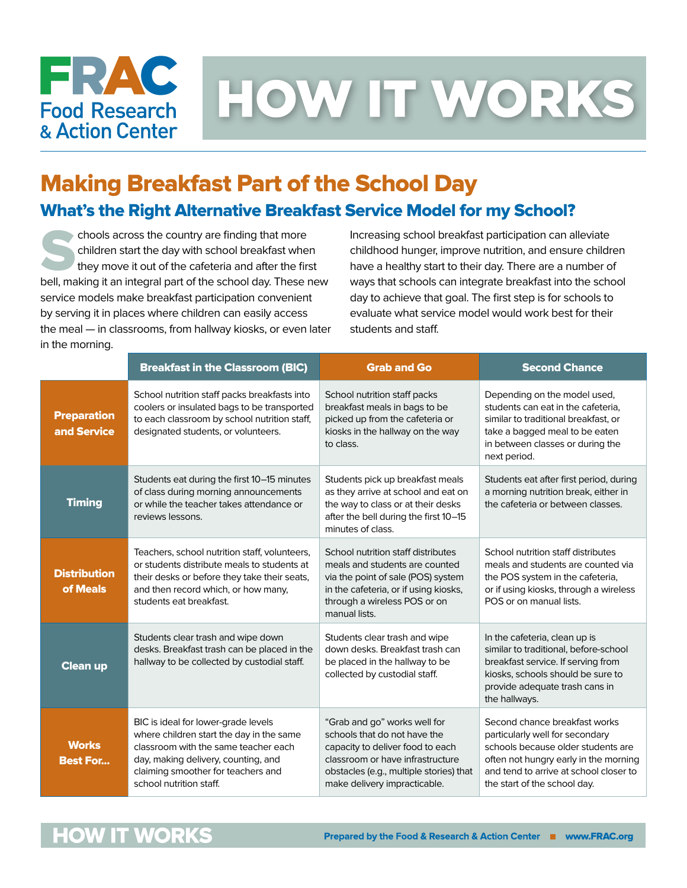# HOW IT WORKS

## Making Breakfast Part of the School Day

### What's the Right Alternative Breakfast Service Model for my School?

Schools across the country are finding that more children start the day with school breakfast when they move it out of the cafeteria and after the first bell, making it an integral part of the school day. These new service models make breakfast participation convenient by serving it in places where children can easily access the meal — in classrooms, from hallway kiosks, or even later in the morning.

Increasing school breakfast participation can alleviate childhood hunger, improve nutrition, and ensure children have a healthy start to their day. There are a number of ways that schools can integrate breakfast into the school day to achieve that goal. The first step is for schools to evaluate what service model would work best for their students and staff.

| | Breakfast in the Classroom (BIC) | Grab and Go | Second Chance |
|---|---|---|---|
| **Preparation and Service** | School nutrition staff packs breakfasts into coolers or insulated bags to be transported to each classroom by school nutrition staff, designated students, or volunteers. | School nutrition staff packs breakfast meals in bags to be picked up from the cafeteria or kiosks in the hallway on the way to class. | Depending on the model used, students can eat in the cafeteria, similar to traditional breakfast, or take a bagged meal to be eaten in between classes or during the next period. |
| **Timing** | Students eat during the first 10–15 minutes of class during morning announcements or while the teacher takes attendance or reviews lessons. | Students pick up breakfast meals as they arrive at school and eat on the way to class or at their desks after the bell during the first 10–15 minutes of class. | Students eat after first period, during a morning nutrition break, either in the cafeteria or between classes. |
| **Distribution of Meals** | Teachers, school nutrition staff, volunteers, or students distribute meals to students at their desks or before they take their seats, and then record which, or how many, students eat breakfast. | School nutrition staff distributes meals and students are counted via the point of sale (POS) system in the cafeteria, or if using kiosks, through a wireless POS or on manual lists. | School nutrition staff distributes meals and students are counted via the POS system in the cafeteria, or if using kiosks, through a wireless POS or on manual lists. |
| **Clean up** | Students clear trash and wipe down desks. Breakfast trash can be placed in the hallway to be collected by custodial staff. | Students clear trash and wipe down desks. Breakfast trash can be placed in the hallway to be collected by custodial staff. | In the cafeteria, clean up is similar to traditional, before-school breakfast service. If serving from kiosks, schools should be sure to provide adequate trash cans in the hallways. |
| **Works Best For...** | BIC is ideal for lower-grade levels where children start the day in the same classroom with the same teacher each day, making delivery, counting, and claiming smoother for teachers and school nutrition staff. | "Grab and go" works well for schools that do not have the capacity to deliver food to each classroom or have infrastructure obstacles (e.g., multiple stories) that make delivery impracticable. | Second chance breakfast works particularly well for secondary schools because older students are often not hungry early in the morning and tend to arrive at school closer to the start of the school day. |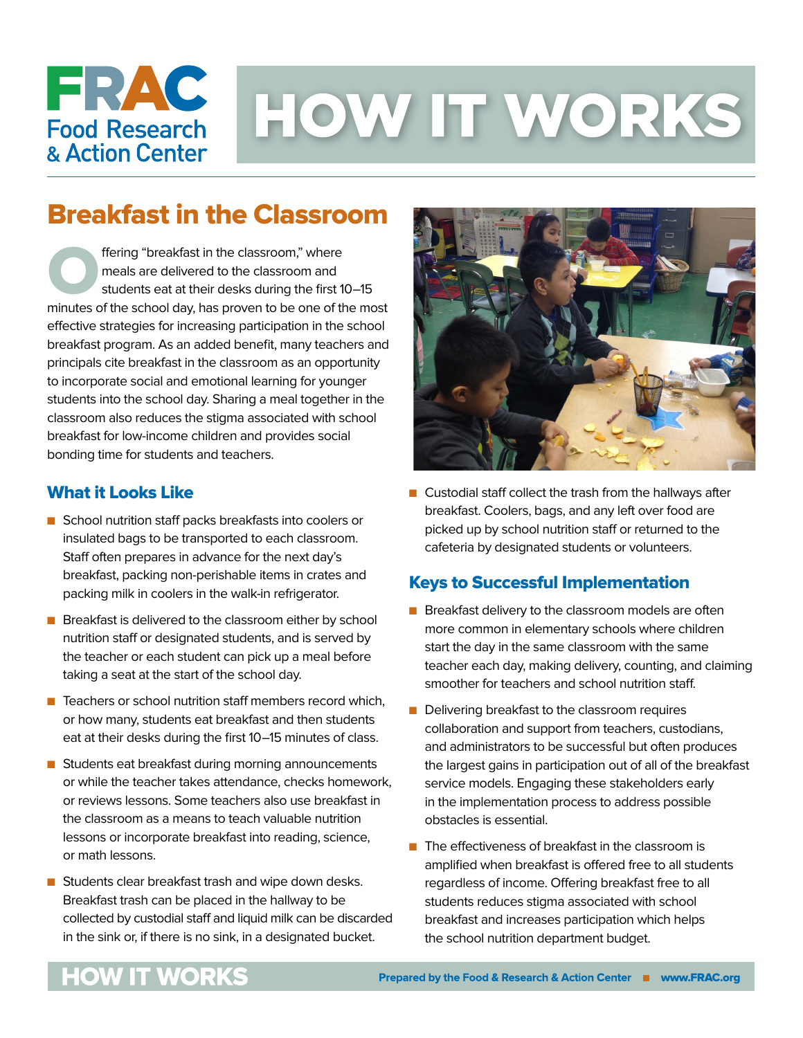FRAC Food Research & Action Center

# HOW IT WORKS

## Breakfast in the Classroom

Offering "breakfast in the classroom," where meals are delivered to the classroom and students eat at their desks during the first 10–15 minutes of the school day, has proven to be one of the most effective strategies for increasing participation in the school breakfast program. As an added benefit, many teachers and principals cite breakfast in the classroom as an opportunity to incorporate social and emotional learning for younger students into the school day. Sharing a meal together in the classroom also reduces the stigma associated with school breakfast for low-income children and provides social bonding time for students and teachers.

### What it Looks Like

- School nutrition staff packs breakfasts into coolers or insulated bags to be transported to each classroom. Staff often prepares in advance for the next day's breakfast, packing non-perishable items in crates and packing milk in coolers in the walk-in refrigerator.
- Breakfast is delivered to the classroom either by school nutrition staff or designated students, and is served by the teacher or each student can pick up a meal before taking a seat at the start of the school day.
- Teachers or school nutrition staff members record which, or how many, students eat breakfast and then students eat at their desks during the first 10–15 minutes of class.
- Students eat breakfast during morning announcements or while the teacher takes attendance, checks homework, or reviews lessons. Some teachers also use breakfast in the classroom as a means to teach valuable nutrition lessons or incorporate breakfast into reading, science, or math lessons.
- Students clear breakfast trash and wipe down desks. Breakfast trash can be placed in the hallway to be collected by custodial staff and liquid milk can be discarded in the sink or, if there is no sink, in a designated bucket.
- Custodial staff collect the trash from the hallways after breakfast. Coolers, bags, and any left over food are picked up by school nutrition staff or returned to the cafeteria by designated students or volunteers.

### Keys to Successful Implementation

- Breakfast delivery to the classroom models are often more common in elementary schools where children start the day in the same classroom with the same teacher each day, making delivery, counting, and claiming smoother for teachers and school nutrition staff.
- Delivering breakfast to the classroom requires collaboration and support from teachers, custodians, and administrators to be successful but often produces the largest gains in participation out of all of the breakfast service models. Engaging these stakeholders early in the implementation process to address possible obstacles is essential.
- The effectiveness of breakfast in the classroom is amplified when breakfast is offered free to all students regardless of income. Offering breakfast free to all students reduces stigma associated with school breakfast and increases participation which helps the school nutrition department budget.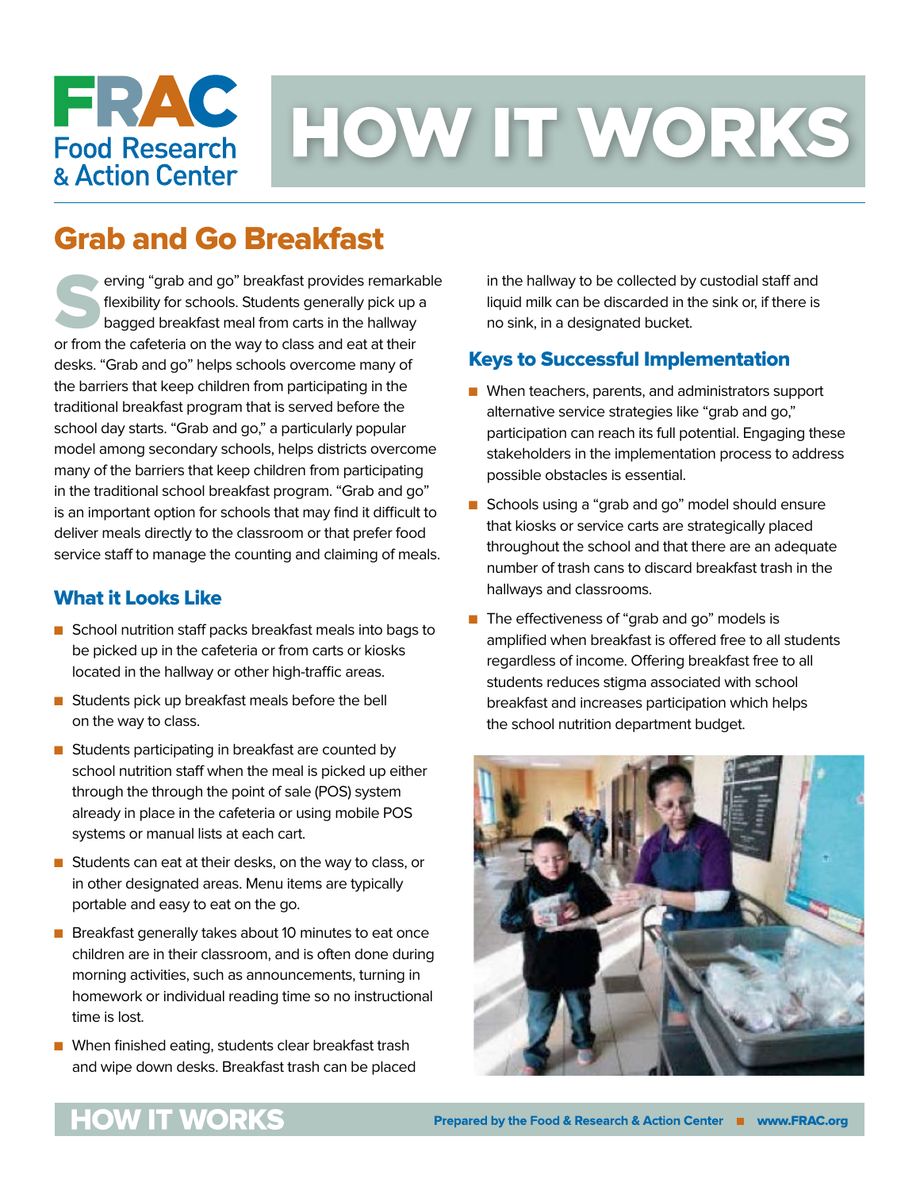# HOW IT WORKS

## Grab and Go Breakfast

Serving "grab and go" breakfast provides remarkable flexibility for schools. Students generally pick up a bagged breakfast meal from carts in the hallway or from the cafeteria on the way to class and eat at their desks. "Grab and go" helps schools overcome many of the barriers that keep children from participating in the traditional breakfast program that is served before the school day starts. "Grab and go," a particularly popular model among secondary schools, helps districts overcome many of the barriers that keep children from participating in the traditional school breakfast program. "Grab and go" is an important option for schools that may find it difficult to deliver meals directly to the classroom or that prefer food service staff to manage the counting and claiming of meals.

### What it Looks Like

- School nutrition staff packs breakfast meals into bags to be picked up in the cafeteria or from carts or kiosks located in the hallway or other high-traffic areas.
- Students pick up breakfast meals before the bell on the way to class.
- Students participating in breakfast are counted by school nutrition staff when the meal is picked up either through the through the point of sale (POS) system already in place in the cafeteria or using mobile POS systems or manual lists at each cart.
- Students can eat at their desks, on the way to class, or in other designated areas. Menu items are typically portable and easy to eat on the go.
- Breakfast generally takes about 10 minutes to eat once children are in their classroom, and is often done during morning activities, such as announcements, turning in homework or individual reading time so no instructional time is lost.
- When finished eating, students clear breakfast trash and wipe down desks. Breakfast trash can be placed in the hallway to be collected by custodial staff and liquid milk can be discarded in the sink or, if there is no sink, in a designated bucket.

### Keys to Successful Implementation

- When teachers, parents, and administrators support alternative service strategies like "grab and go," participation can reach its full potential. Engaging these stakeholders in the implementation process to address possible obstacles is essential.
- Schools using a "grab and go" model should ensure that kiosks or service carts are strategically placed throughout the school and that there are an adequate number of trash cans to discard breakfast trash in the hallways and classrooms.
- The effectiveness of "grab and go" models is amplified when breakfast is offered free to all students regardless of income. Offering breakfast free to all students reduces stigma associated with school breakfast and increases participation which helps the school nutrition department budget.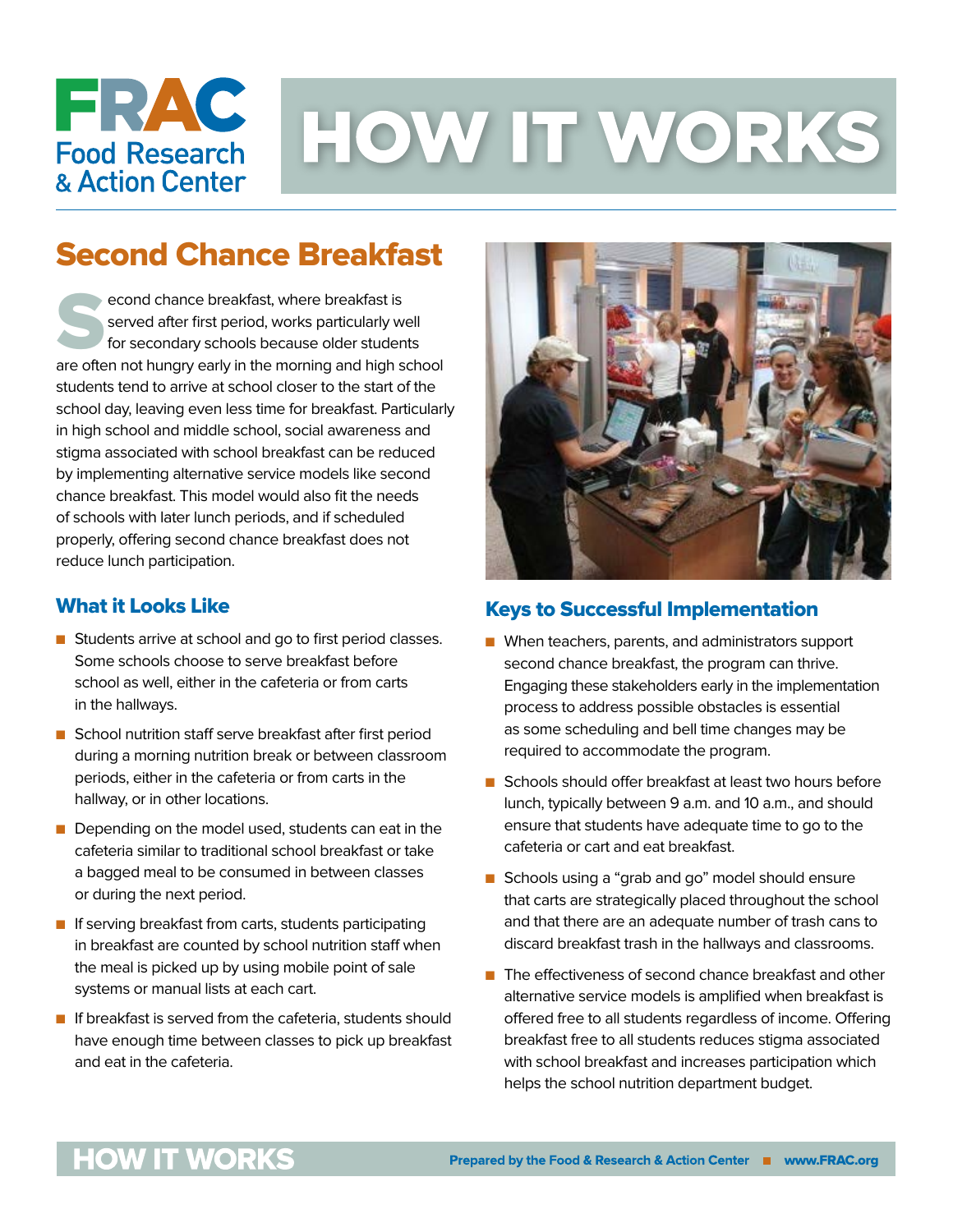# HOW IT WORKS

## Second Chance Breakfast

Second chance breakfast, where breakfast is served after first period, works particularly well for secondary schools because older students are often not hungry early in the morning and high school students tend to arrive at school closer to the start of the school day, leaving even less time for breakfast. Particularly in high school and middle school, social awareness and stigma associated with school breakfast can be reduced by implementing alternative service models like second chance breakfast. This model would also fit the needs of schools with later lunch periods, and if scheduled properly, offering second chance breakfast does not reduce lunch participation.

### What it Looks Like

- Students arrive at school and go to first period classes. Some schools choose to serve breakfast before school as well, either in the cafeteria or from carts in the hallways.
- School nutrition staff serve breakfast after first period during a morning nutrition break or between classroom periods, either in the cafeteria or from carts in the hallway, or in other locations.
- Depending on the model used, students can eat in the cafeteria similar to traditional school breakfast or take a bagged meal to be consumed in between classes or during the next period.
- If serving breakfast from carts, students participating in breakfast are counted by school nutrition staff when the meal is picked up by using mobile point of sale systems or manual lists at each cart.
- If breakfast is served from the cafeteria, students should have enough time between classes to pick up breakfast and eat in the cafeteria.

### Keys to Successful Implementation

- When teachers, parents, and administrators support second chance breakfast, the program can thrive. Engaging these stakeholders early in the implementation process to address possible obstacles is essential as some scheduling and bell time changes may be required to accommodate the program.
- Schools should offer breakfast at least two hours before lunch, typically between 9 a.m. and 10 a.m., and should ensure that students have adequate time to go to the cafeteria or cart and eat breakfast.
- Schools using a "grab and go" model should ensure that carts are strategically placed throughout the school and that there are an adequate number of trash cans to discard breakfast trash in the hallways and classrooms.
- The effectiveness of second chance breakfast and other alternative service models is amplified when breakfast is offered free to all students regardless of income. Offering breakfast free to all students reduces stigma associated with school breakfast and increases participation which helps the school nutrition department budget.